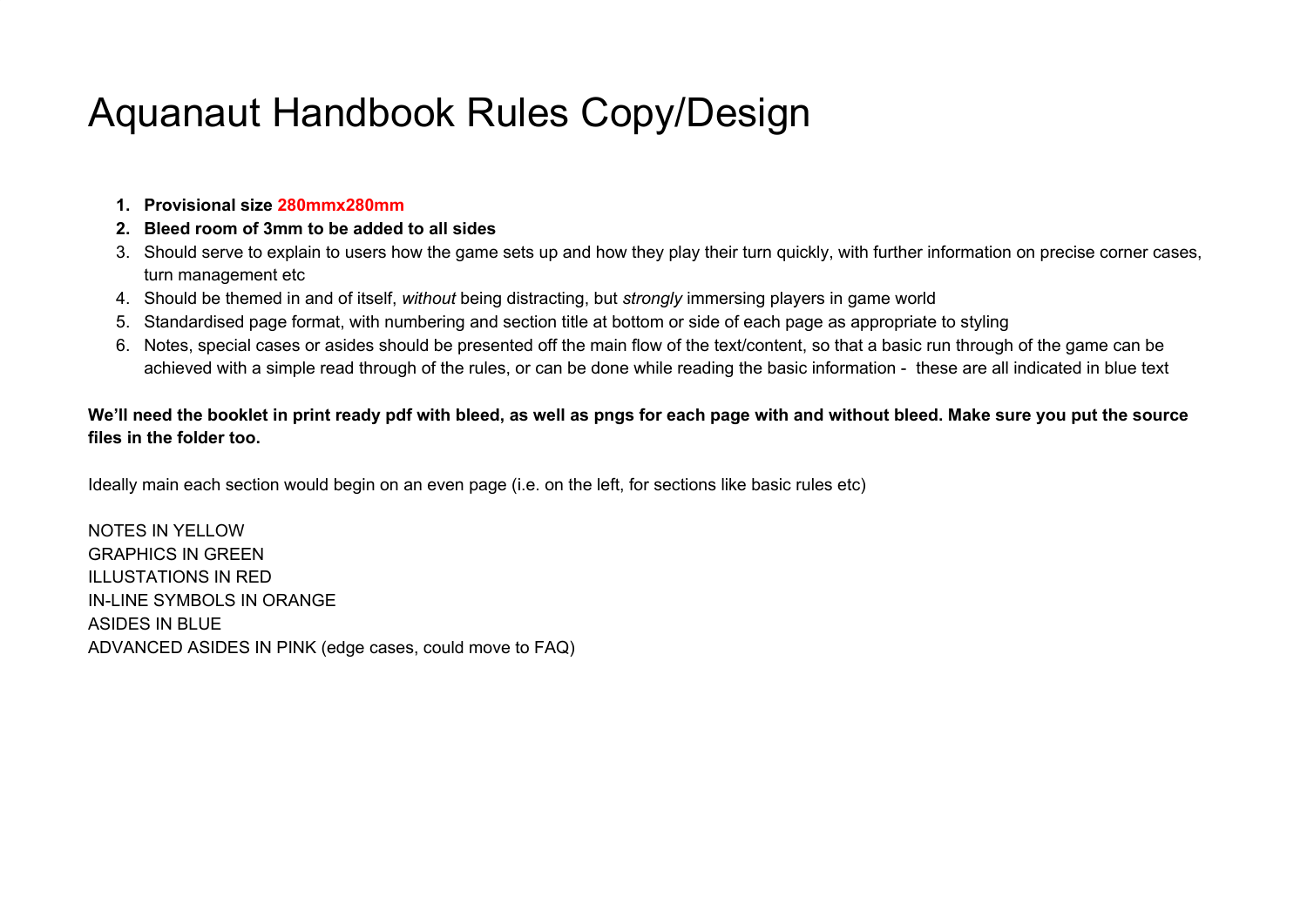# Aquanaut Handbook Rules Copy/Design

1. **Provisional size 280mmx280mm**
2. **Bleed room of 3mm to be added to all sides**
3. Should serve to explain to users how the game sets up and how they play their turn quickly, with further information on precise corner cases, turn management etc
4. Should be themed in and of itself, *without* being distracting, but *strongly* immersing players in game world
5. Standardised page format, with numbering and section title at bottom or side of each page as appropriate to styling
6. Notes, special cases or asides should be presented off the main flow of the text/content, so that a basic run through of the game can be achieved with a simple read through of the rules, or can be done while reading the basic information - these are all indicated in blue text

**We'll need the booklet in print ready pdf with bleed, as well as pngs for each page with and without bleed. Make sure you put the source files in the folder too.**

Ideally main each section would begin on an even page (i.e. on the left, for sections like basic rules etc)

NOTES IN YELLOW
GRAPHICS IN GREEN
ILLUSTATIONS IN RED
IN-LINE SYMBOLS IN ORANGE
ASIDES IN BLUE
ADVANCED ASIDES IN PINK (edge cases, could move to FAQ)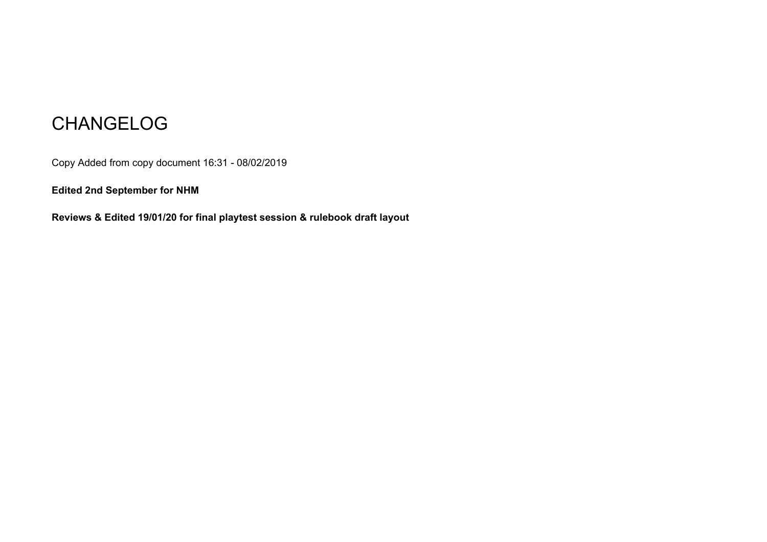# CHANGELOG

Copy Added from copy document 16:31 - 08/02/2019

**Edited 2nd September for NHM**

**Reviews & Edited 19/01/20 for final playtest session & rulebook draft layout**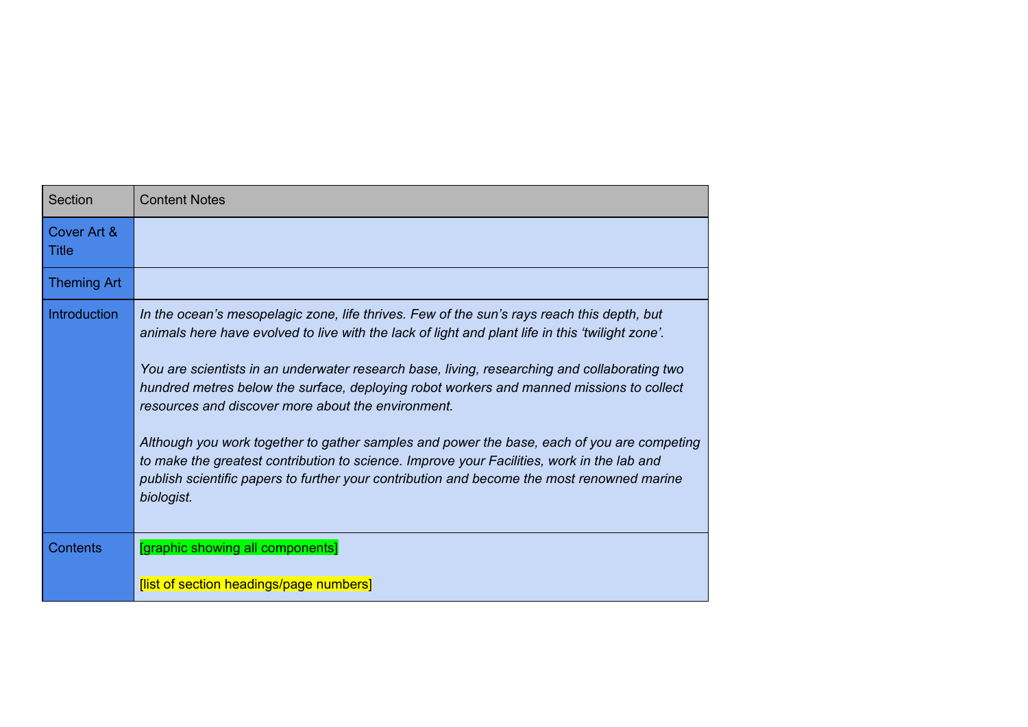| Section | Content Notes |
|---|---|
| Cover Art & Title | |
| Theming Art | |
| Introduction | *In the ocean's mesopelagic zone, life thrives. Few of the sun's rays reach this depth, but animals here have evolved to live with the lack of light and plant life in this 'twilight zone'.*<br><br>*You are scientists in an underwater research base, living, researching and collaborating two hundred metres below the surface, deploying robot workers and manned missions to collect resources and discover more about the environment.*<br><br>*Although you work together to gather samples and power the base, each of you are competing to make the greatest contribution to science. Improve your Facilities, work in the lab and publish scientific papers to further your contribution and become the most renowned marine biologist.* |
| Contents | [graphic showing all components]<br><br>[list of section headings/page numbers] |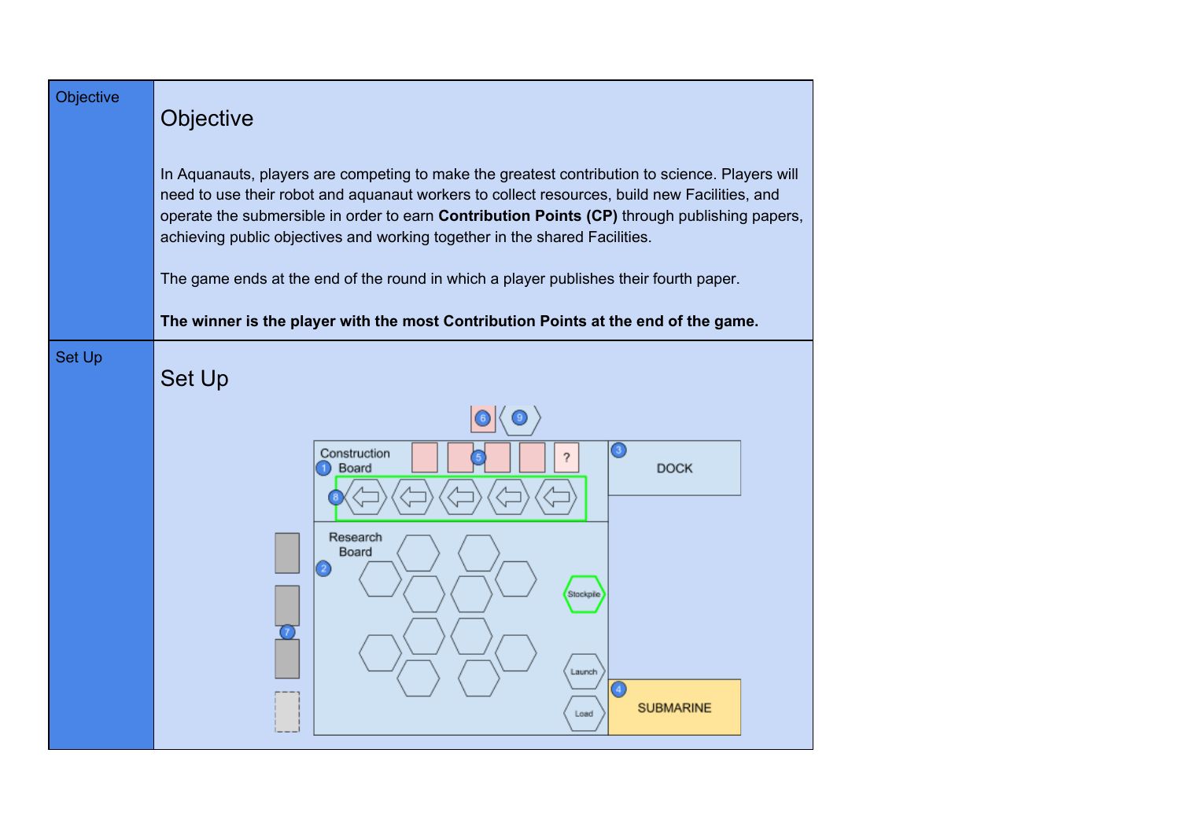| | |
|---|---|
| Objective | **Objective**<br><br>In Aquanauts, players are competing to make the greatest contribution to science. Players will need to use their robot and aquanaut workers to collect resources, build new Facilities, and operate the submersible in order to earn **Contribution Points (CP)** through publishing papers, achieving public objectives and working together in the shared Facilities.<br><br>The game ends at the end of the round in which a player publishes their fourth paper.<br><br>**The winner is the player with the most Contribution Points at the end of the game.** |
| Set Up | **Set Up** |

Construction Board (1)

Research Board (2)

DOCK (3)

SUBMARINE (4)

Stockpile

Launch

Load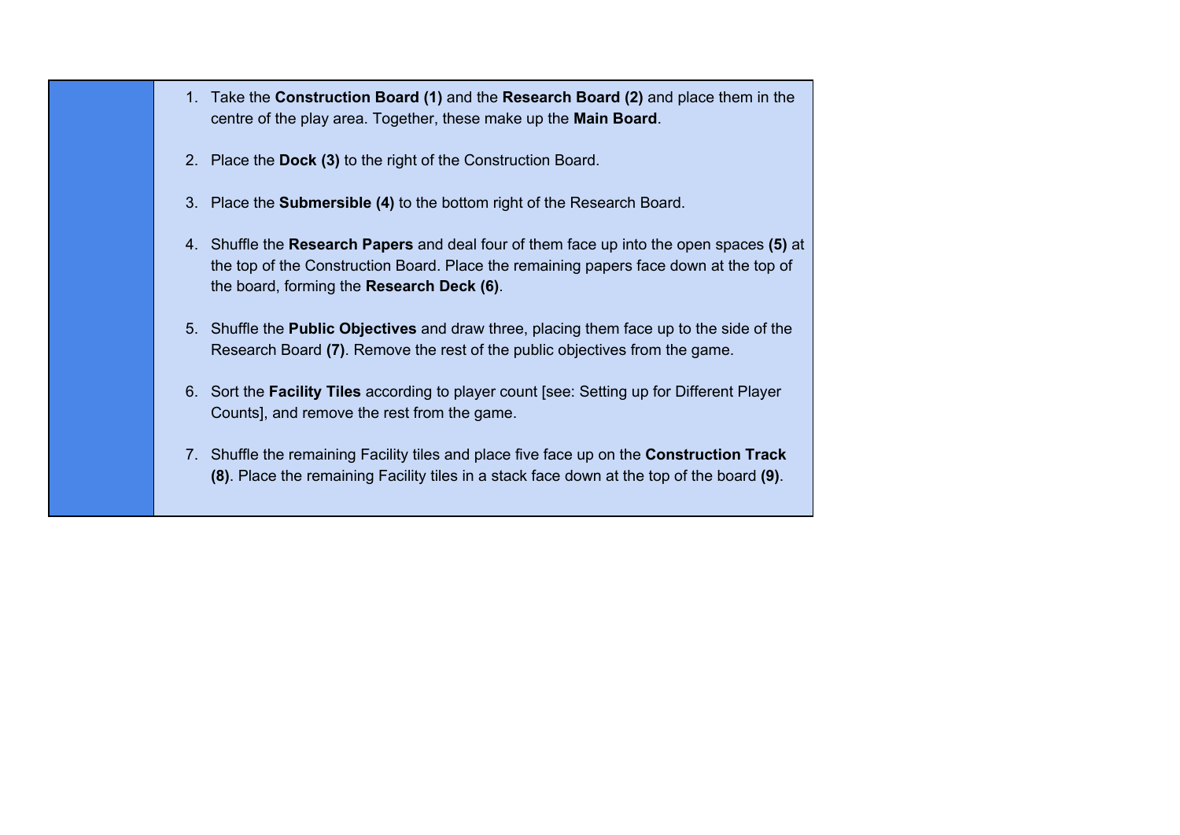1. Take the **Construction Board (1)** and the **Research Board (2)** and place them in the centre of the play area. Together, these make up the **Main Board**.

2. Place the **Dock (3)** to the right of the Construction Board.

3. Place the **Submersible (4)** to the bottom right of the Research Board.

4. Shuffle the **Research Papers** and deal four of them face up into the open spaces **(5)** at the top of the Construction Board. Place the remaining papers face down at the top of the board, forming the **Research Deck (6)**.

5. Shuffle the **Public Objectives** and draw three, placing them face up to the side of the Research Board **(7)**. Remove the rest of the public objectives from the game.

6. Sort the **Facility Tiles** according to player count [see: Setting up for Different Player Counts], and remove the rest from the game.

7. Shuffle the remaining Facility tiles and place five face up on the **Construction Track (8)**. Place the remaining Facility tiles in a stack face down at the top of the board **(9)**.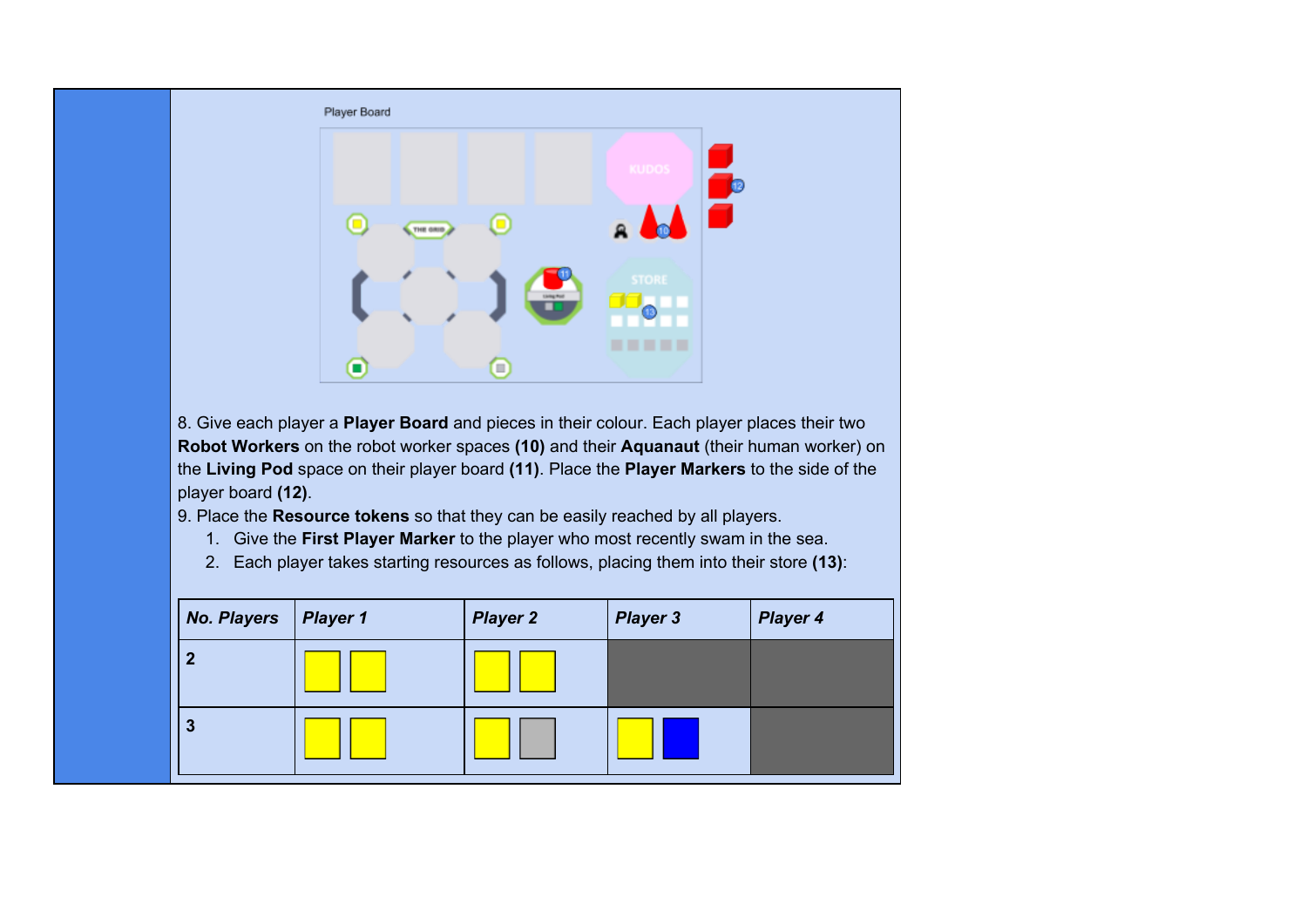Player Board

8. Give each player a **Player Board** and pieces in their colour. Each player places their two **Robot Workers** on the robot worker spaces **(10)** and their **Aquanaut** (their human worker) on the **Living Pod** space on their player board **(11)**. Place the **Player Markers** to the side of the player board **(12)**.

9. Place the **Resource tokens** so that they can be easily reached by all players.

1. Give the **First Player Marker** to the player who most recently swam in the sea.
2. Each player takes starting resources as follows, placing them into their store **(13)**:

| ***No. Players*** | ***Player 1*** | ***Player 2*** | ***Player 3*** | ***Player 4*** |
|---|---|---|---|---|
| **2** | Yellow, Yellow | Yellow, Yellow | | |
| **3** | Yellow, Yellow | Yellow, Grey | Yellow, Blue | |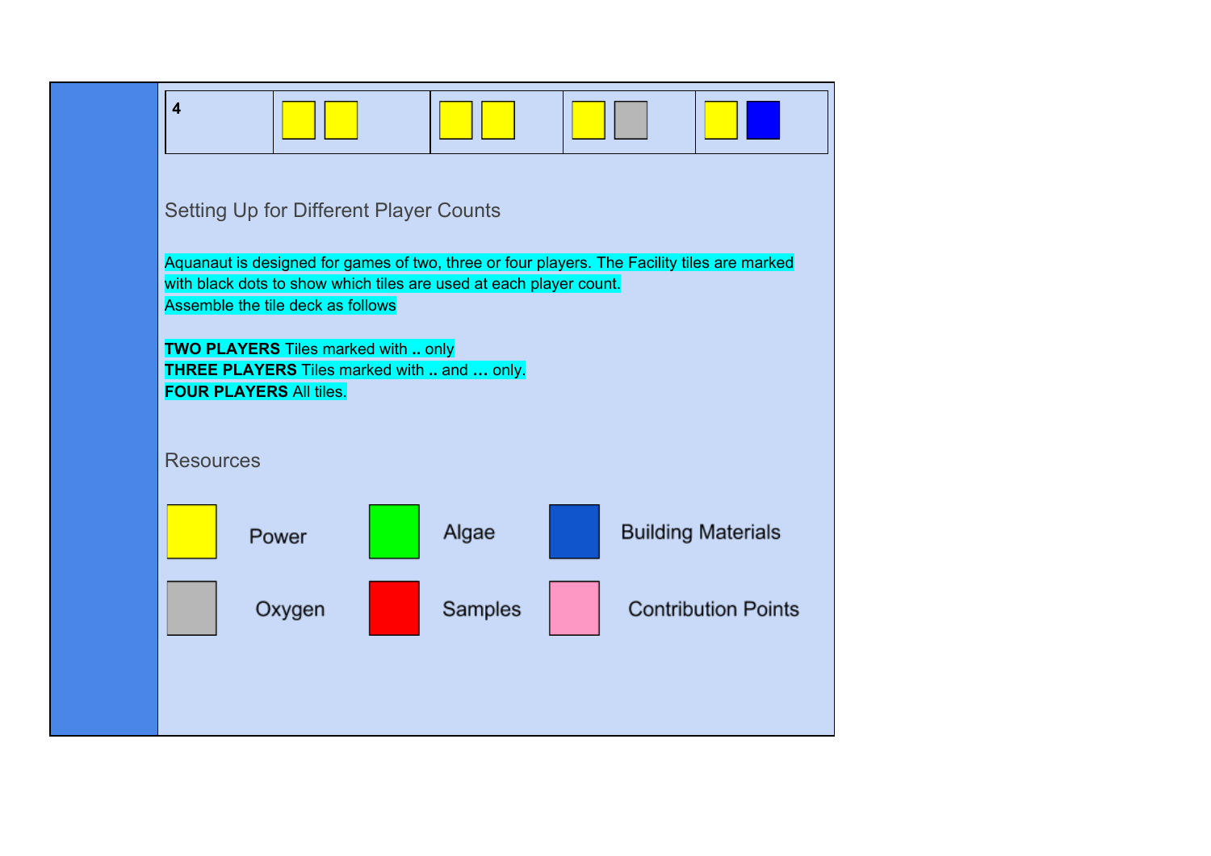| 4 | Power, Power | Power, Power | Power, Oxygen | Power, Building Materials |
|---|---|---|---|---|

## Setting Up for Different Player Counts

Aquanaut is designed for games of two, three or four players. The Facility tiles are marked with black dots to show which tiles are used at each player count.
Assemble the tile deck as follows

**TWO PLAYERS** Tiles marked with **..** only
**THREE PLAYERS** Tiles marked with **..** and **…** only.
**FOUR PLAYERS** All tiles.

## Resources

| Colour | Resource |
|---|---|
| Yellow | Power |
| Green | Algae |
| Blue | Building Materials |
| Grey | Oxygen |
| Red | Samples |
| Pink | Contribution Points |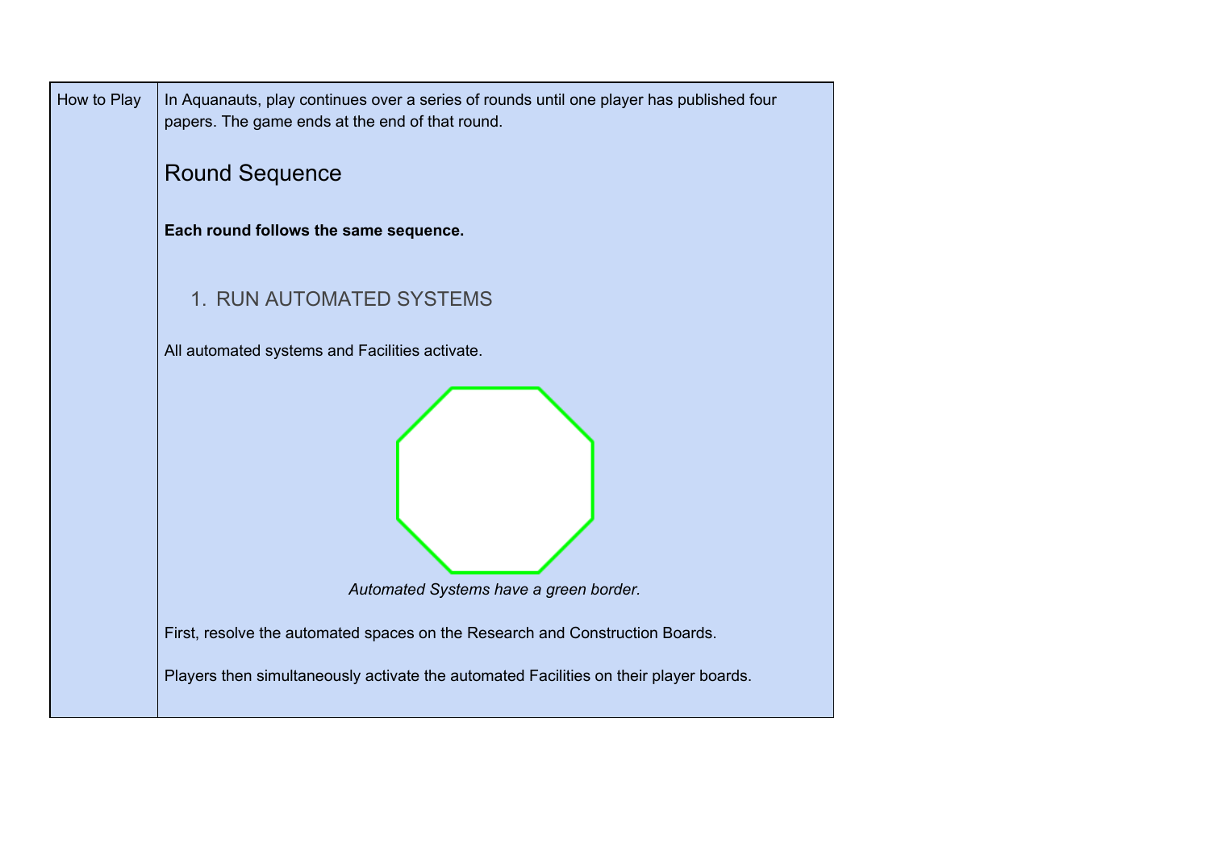| How to Play | In Aquanauts, play continues over a series of rounds until one player has published four papers. The game ends at the end of that round.<br><br>## Round Sequence<br><br>**Each round follows the same sequence.**<br><br>1. RUN AUTOMATED SYSTEMS<br><br>All automated systems and Facilities activate.<br><br>*Automated Systems have a green border.*<br><br>First, resolve the automated spaces on the Research and Construction Boards.<br><br>Players then simultaneously activate the automated Facilities on their player boards. |
| --- | --- |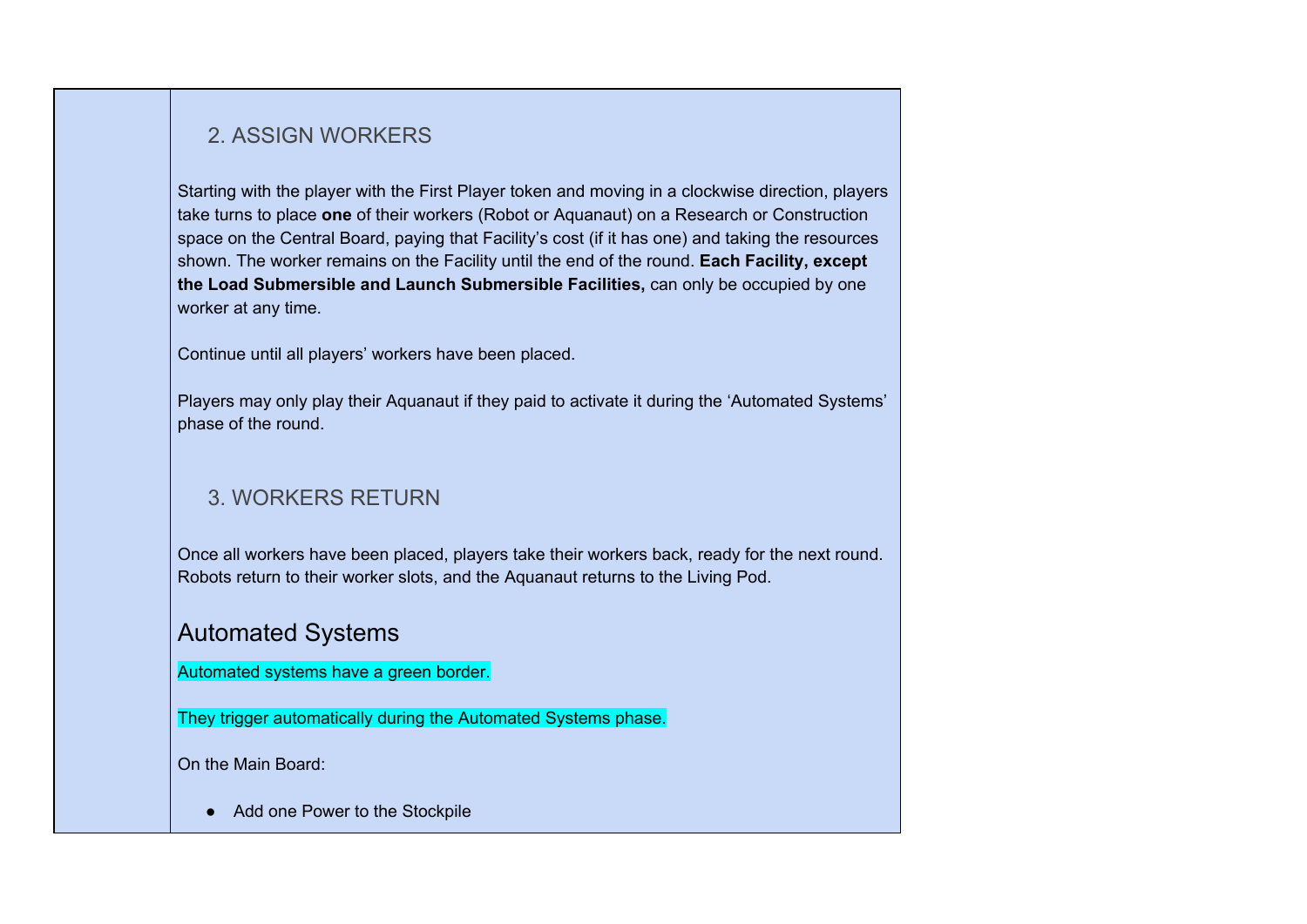### 2. ASSIGN WORKERS

Starting with the player with the First Player token and moving in a clockwise direction, players take turns to place **one** of their workers (Robot or Aquanaut) on a Research or Construction space on the Central Board, paying that Facility's cost (if it has one) and taking the resources shown. The worker remains on the Facility until the end of the round. **Each Facility, except the Load Submersible and Launch Submersible Facilities,** can only be occupied by one worker at any time.

Continue until all players' workers have been placed.

Players may only play their Aquanaut if they paid to activate it during the 'Automated Systems' phase of the round.

### 3. WORKERS RETURN

Once all workers have been placed, players take their workers back, ready for the next round. Robots return to their worker slots, and the Aquanaut returns to the Living Pod.

## Automated Systems

Automated systems have a green border.

They trigger automatically during the Automated Systems phase.

On the Main Board:

- Add one Power to the Stockpile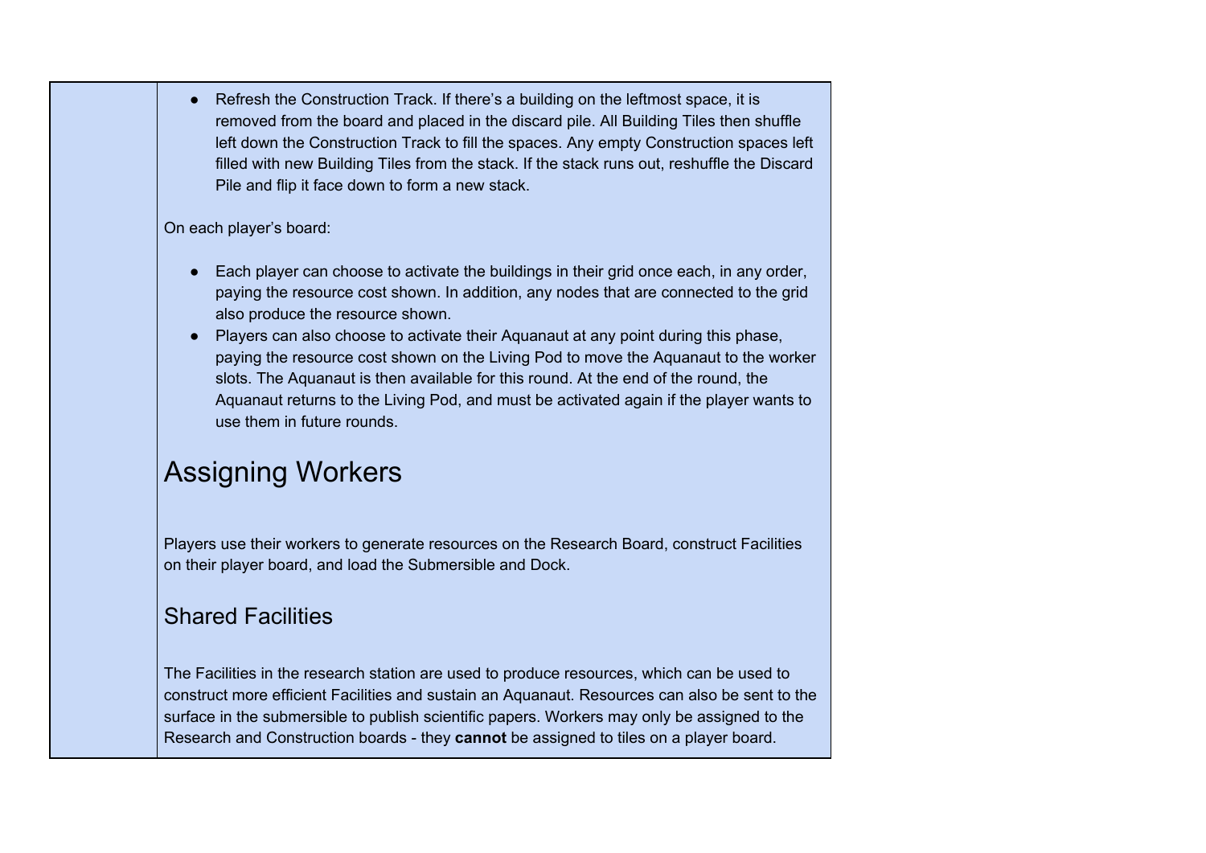- Refresh the Construction Track. If there's a building on the leftmost space, it is removed from the board and placed in the discard pile. All Building Tiles then shuffle left down the Construction Track to fill the spaces. Any empty Construction spaces left filled with new Building Tiles from the stack. If the stack runs out, reshuffle the Discard Pile and flip it face down to form a new stack.

On each player's board:

- Each player can choose to activate the buildings in their grid once each, in any order, paying the resource cost shown. In addition, any nodes that are connected to the grid also produce the resource shown.
- Players can also choose to activate their Aquanaut at any point during this phase, paying the resource cost shown on the Living Pod to move the Aquanaut to the worker slots. The Aquanaut is then available for this round. At the end of the round, the Aquanaut returns to the Living Pod, and must be activated again if the player wants to use them in future rounds.

# Assigning Workers

Players use their workers to generate resources on the Research Board, construct Facilities on their player board, and load the Submersible and Dock.

## Shared Facilities

The Facilities in the research station are used to produce resources, which can be used to construct more efficient Facilities and sustain an Aquanaut. Resources can also be sent to the surface in the submersible to publish scientific papers. Workers may only be assigned to the Research and Construction boards - they **cannot** be assigned to tiles on a player board.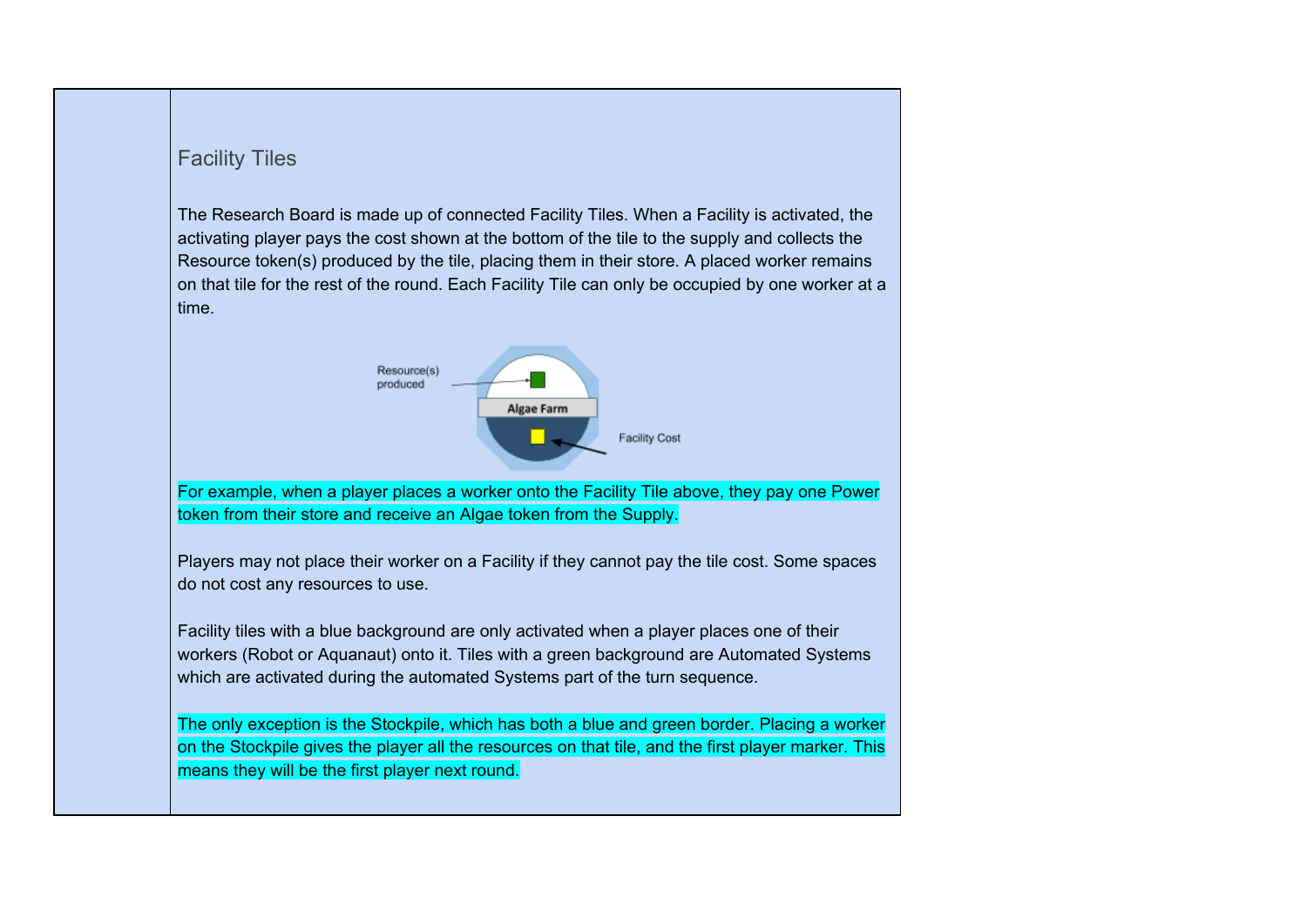## Facility Tiles

The Research Board is made up of connected Facility Tiles. When a Facility is activated, the activating player pays the cost shown at the bottom of the tile to the supply and collects the Resource token(s) produced by the tile, placing them in their store. A placed worker remains on that tile for the rest of the round. Each Facility Tile can only be occupied by one worker at a time.

For example, when a player places a worker onto the Facility Tile above, they pay one Power token from their store and receive an Algae token from the Supply.

Players may not place their worker on a Facility if they cannot pay the tile cost. Some spaces do not cost any resources to use.

Facility tiles with a blue background are only activated when a player places one of their workers (Robot or Aquanaut) onto it. Tiles with a green background are Automated Systems which are activated during the automated Systems part of the turn sequence.

The only exception is the Stockpile, which has both a blue and green border. Placing a worker on the Stockpile gives the player all the resources on that tile, and the first player marker. This means they will be the first player next round.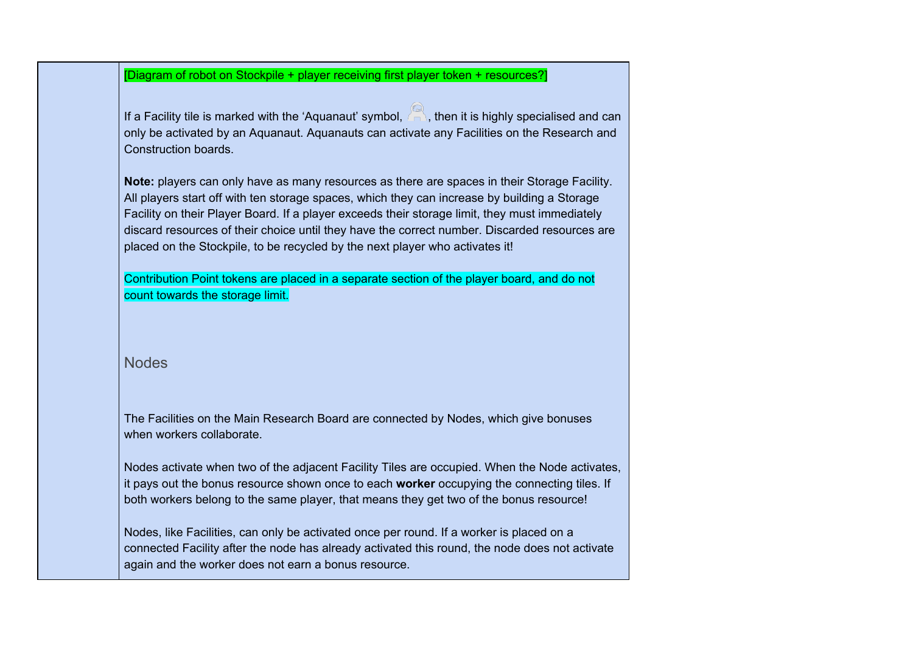[Diagram of robot on Stockpile + player receiving first player token + resources?]

If a Facility tile is marked with the 'Aquanaut' symbol, , then it is highly specialised and can only be activated by an Aquanaut. Aquanauts can activate any Facilities on the Research and Construction boards.

**Note:** players can only have as many resources as there are spaces in their Storage Facility. All players start off with ten storage spaces, which they can increase by building a Storage Facility on their Player Board. If a player exceeds their storage limit, they must immediately discard resources of their choice until they have the correct number. Discarded resources are placed on the Stockpile, to be recycled by the next player who activates it!

Contribution Point tokens are placed in a separate section of the player board, and do not count towards the storage limit.

## Nodes

The Facilities on the Main Research Board are connected by Nodes, which give bonuses when workers collaborate.

Nodes activate when two of the adjacent Facility Tiles are occupied. When the Node activates, it pays out the bonus resource shown once to each **worker** occupying the connecting tiles. If both workers belong to the same player, that means they get two of the bonus resource!

Nodes, like Facilities, can only be activated once per round. If a worker is placed on a connected Facility after the node has already activated this round, the node does not activate again and the worker does not earn a bonus resource.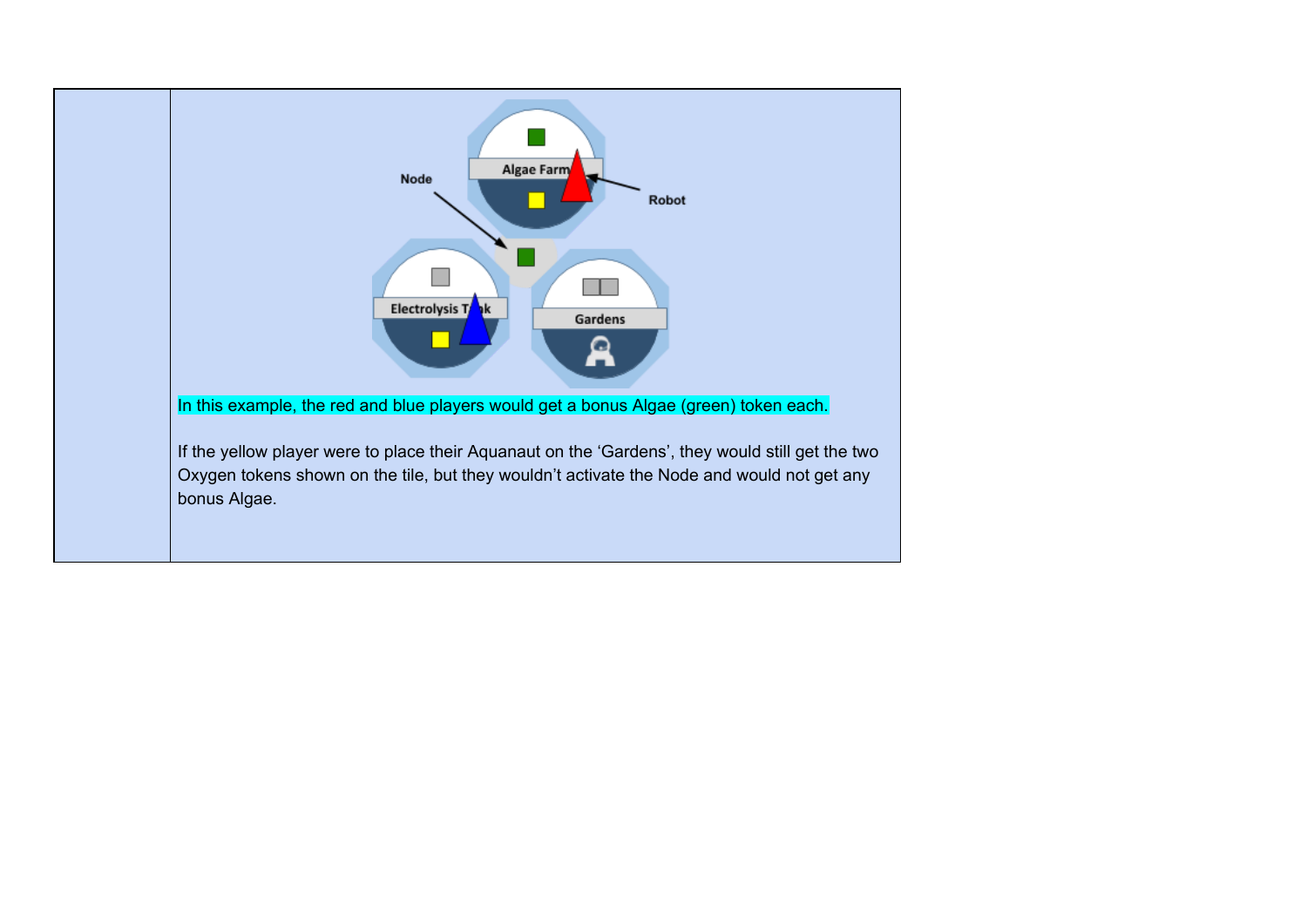| | In this example, the red and blue players would get a bonus Algae (green) token each.<br><br>If the yellow player were to place their Aquanaut on the 'Gardens', they would still get the two Oxygen tokens shown on the tile, but they wouldn't activate the Node and would not get any bonus Algae. |
|---|---|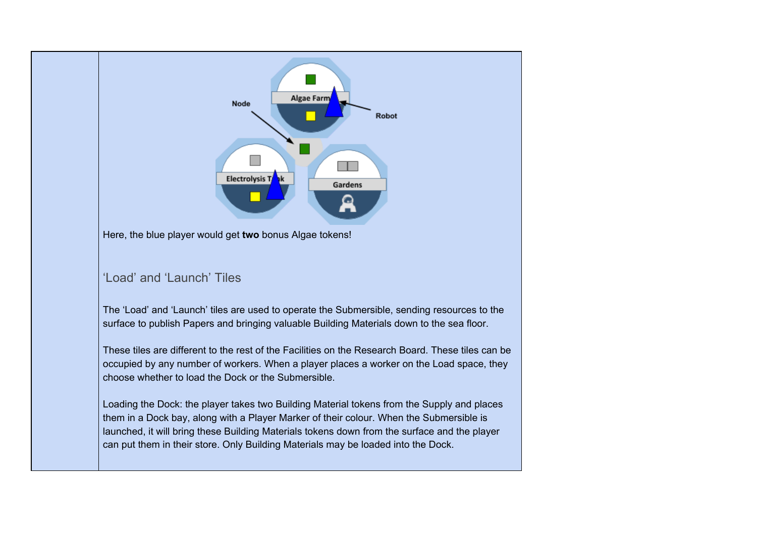Here, the blue player would get **two** bonus Algae tokens!

## ‘Load’ and ‘Launch’ Tiles

The ‘Load’ and ‘Launch’ tiles are used to operate the Submersible, sending resources to the surface to publish Papers and bringing valuable Building Materials down to the sea floor.

These tiles are different to the rest of the Facilities on the Research Board. These tiles can be occupied by any number of workers. When a player places a worker on the Load space, they choose whether to load the Dock or the Submersible.

Loading the Dock: the player takes two Building Material tokens from the Supply and places them in a Dock bay, along with a Player Marker of their colour. When the Submersible is launched, it will bring these Building Materials tokens down from the surface and the player can put them in their store. Only Building Materials may be loaded into the Dock.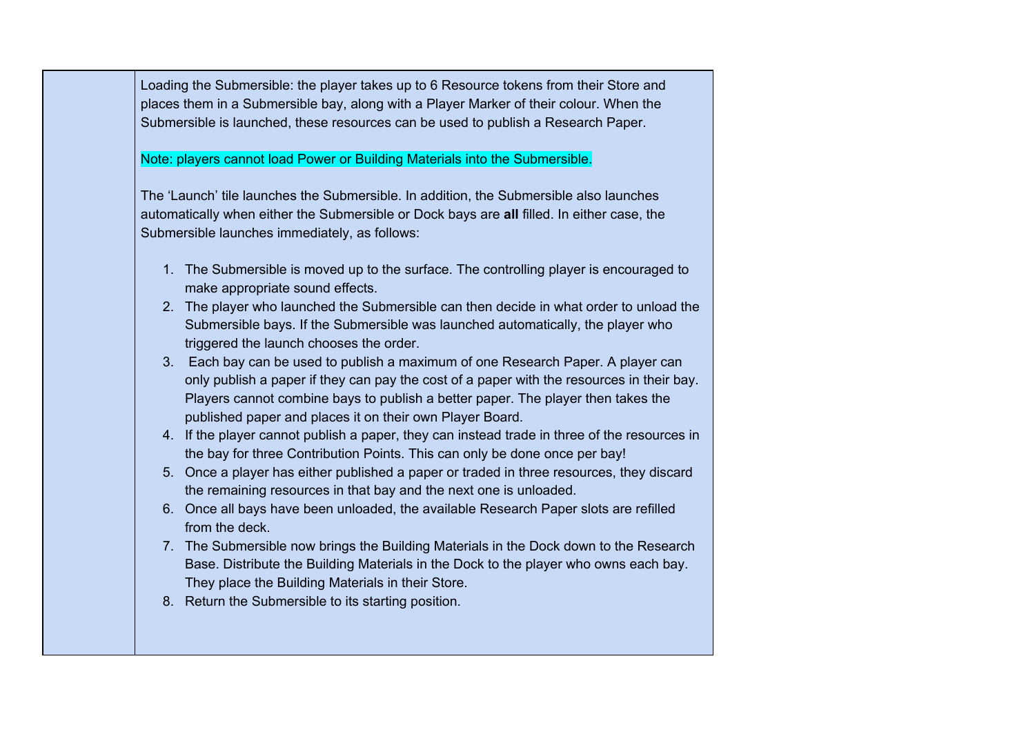| | |
|---|---|
| | Loading the Submersible: the player takes up to 6 Resource tokens from their Store and places them in a Submersible bay, along with a Player Marker of their colour. When the Submersible is launched, these resources can be used to publish a Research Paper.<br><br>Note: players cannot load Power or Building Materials into the Submersible.<br><br>The 'Launch' tile launches the Submersible. In addition, the Submersible also launches automatically when either the Submersible or Dock bays are **all** filled. In either case, the Submersible launches immediately, as follows:<br><br>1. The Submersible is moved up to the surface. The controlling player is encouraged to make appropriate sound effects.<br>2. The player who launched the Submersible can then decide in what order to unload the Submersible bays. If the Submersible was launched automatically, the player who triggered the launch chooses the order.<br>3. Each bay can be used to publish a maximum of one Research Paper. A player can only publish a paper if they can pay the cost of a paper with the resources in their bay. Players cannot combine bays to publish a better paper. The player then takes the published paper and places it on their own Player Board.<br>4. If the player cannot publish a paper, they can instead trade in three of the resources in the bay for three Contribution Points. This can only be done once per bay!<br>5. Once a player has either published a paper or traded in three resources, they discard the remaining resources in that bay and the next one is unloaded.<br>6. Once all bays have been unloaded, the available Research Paper slots are refilled from the deck.<br>7. The Submersible now brings the Building Materials in the Dock down to the Research Base. Distribute the Building Materials in the Dock to the player who owns each bay. They place the Building Materials in their Store.<br>8. Return the Submersible to its starting position. |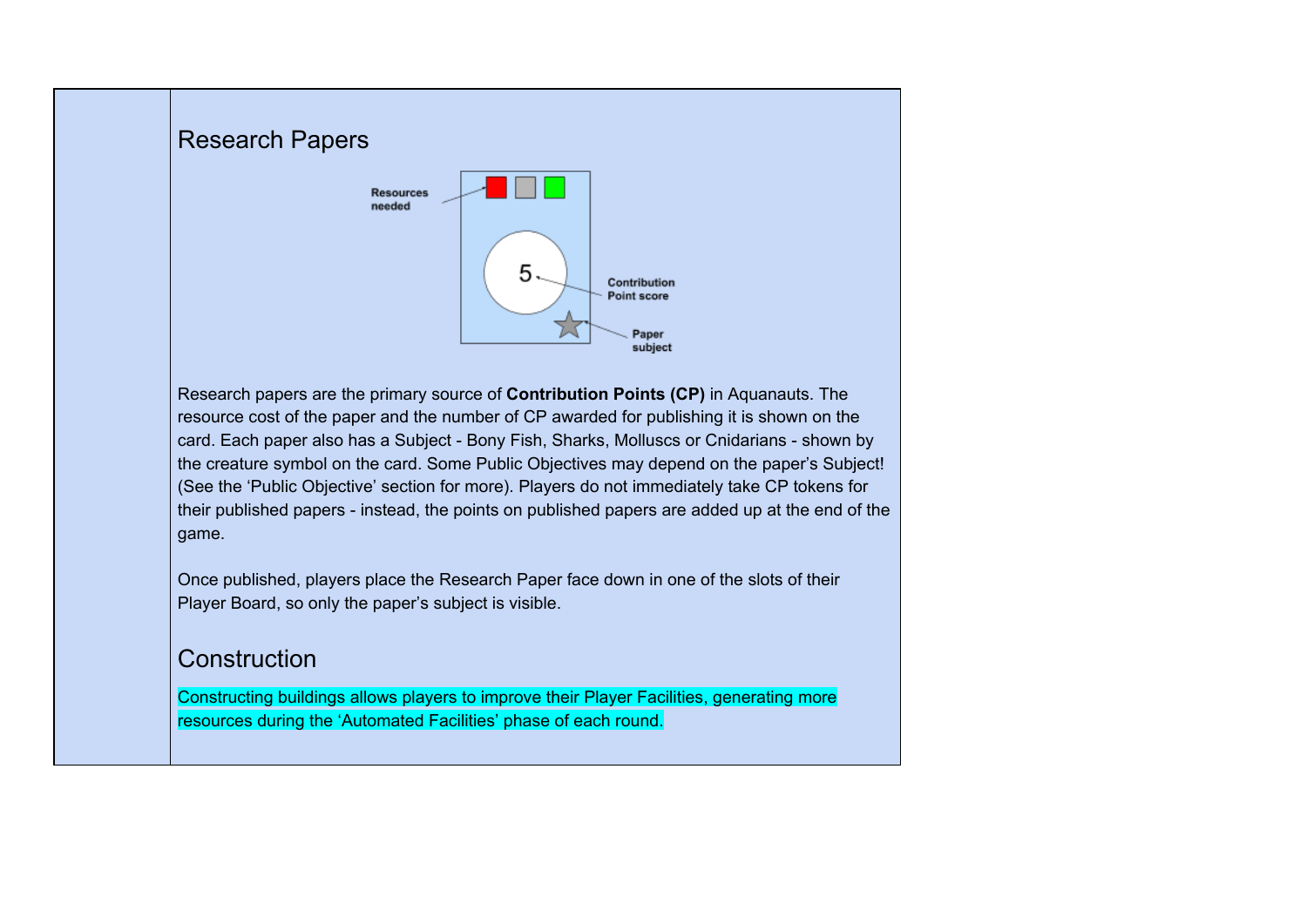## Research Papers

Resources needed

5

Contribution Point score

Paper subject

Research papers are the primary source of **Contribution Points (CP)** in Aquanauts. The resource cost of the paper and the number of CP awarded for publishing it is shown on the card. Each paper also has a Subject - Bony Fish, Sharks, Molluscs or Cnidarians - shown by the creature symbol on the card. Some Public Objectives may depend on the paper's Subject! (See the 'Public Objective' section for more). Players do not immediately take CP tokens for their published papers - instead, the points on published papers are added up at the end of the game.

Once published, players place the Research Paper face down in one of the slots of their Player Board, so only the paper's subject is visible.

## Construction

Constructing buildings allows players to improve their Player Facilities, generating more resources during the 'Automated Facilities' phase of each round.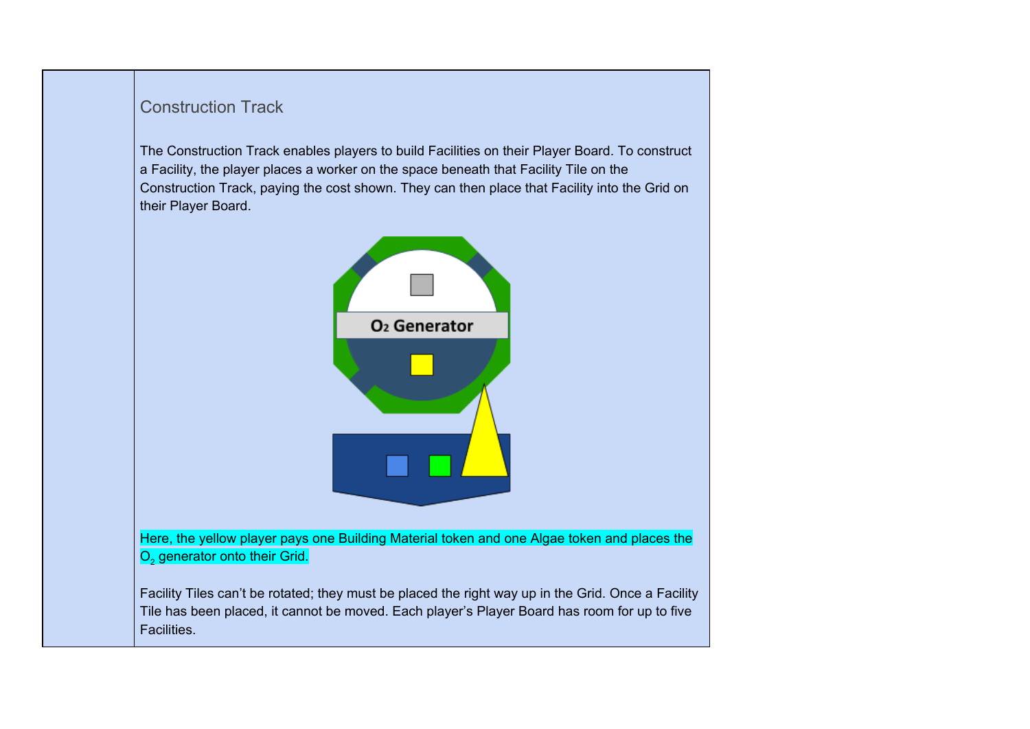## Construction Track

The Construction Track enables players to build Facilities on their Player Board. To construct a Facility, the player places a worker on the space beneath that Facility Tile on the Construction Track, paying the cost shown. They can then place that Facility into the Grid on their Player Board.

Here, the yellow player pays one Building Material token and one Algae token and places the $O_2$ generator onto their Grid.

Facility Tiles can't be rotated; they must be placed the right way up in the Grid. Once a Facility Tile has been placed, it cannot be moved. Each player's Player Board has room for up to five Facilities.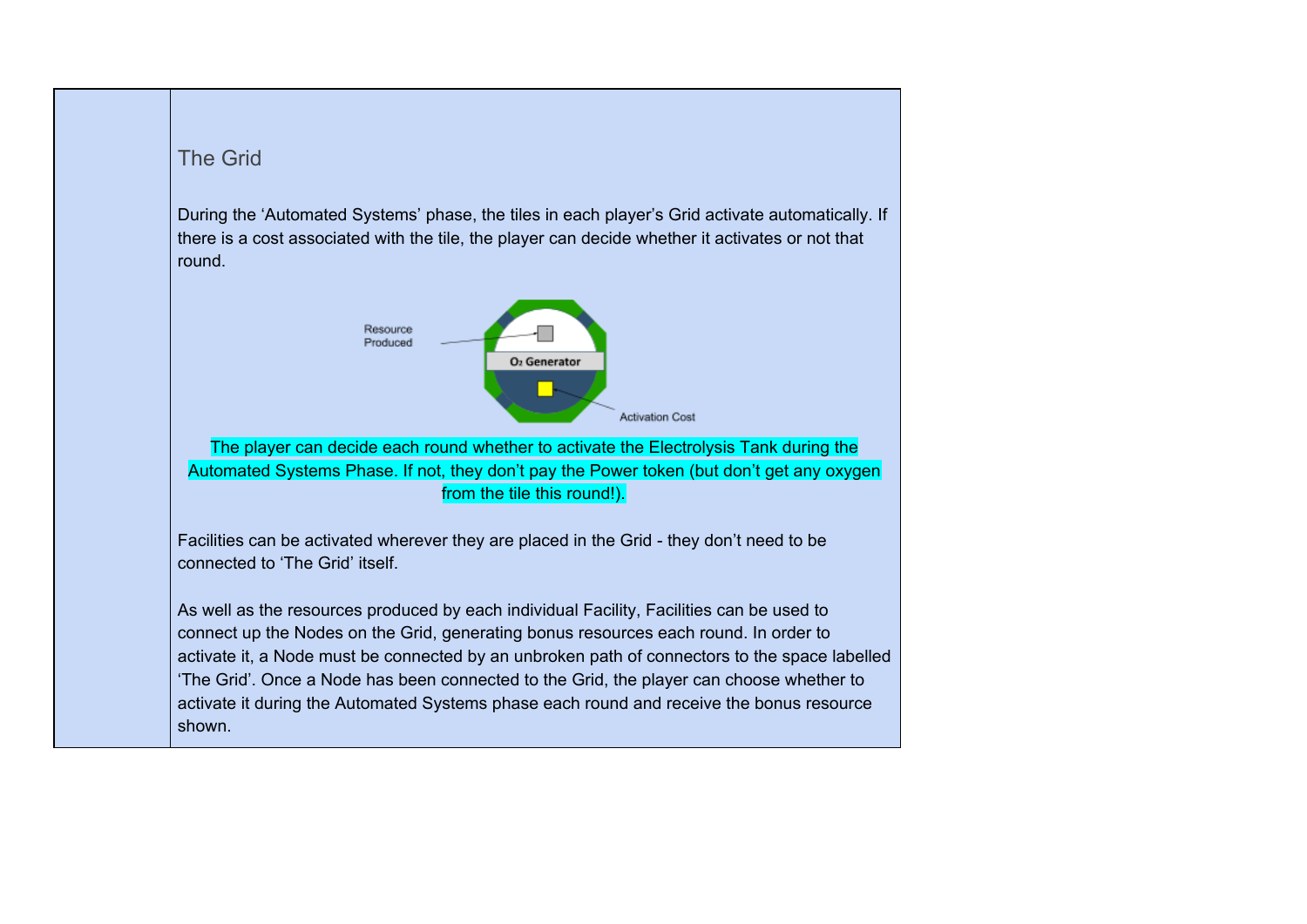## The Grid

During the 'Automated Systems' phase, the tiles in each player's Grid activate automatically. If there is a cost associated with the tile, the player can decide whether it activates or not that round.

The player can decide each round whether to activate the Electrolysis Tank during the Automated Systems Phase. If not, they don't pay the Power token (but don't get any oxygen from the tile this round!).

Facilities can be activated wherever they are placed in the Grid - they don't need to be connected to 'The Grid' itself.

As well as the resources produced by each individual Facility, Facilities can be used to connect up the Nodes on the Grid, generating bonus resources each round. In order to activate it, a Node must be connected by an unbroken path of connectors to the space labelled 'The Grid'. Once a Node has been connected to the Grid, the player can choose whether to activate it during the Automated Systems phase each round and receive the bonus resource shown.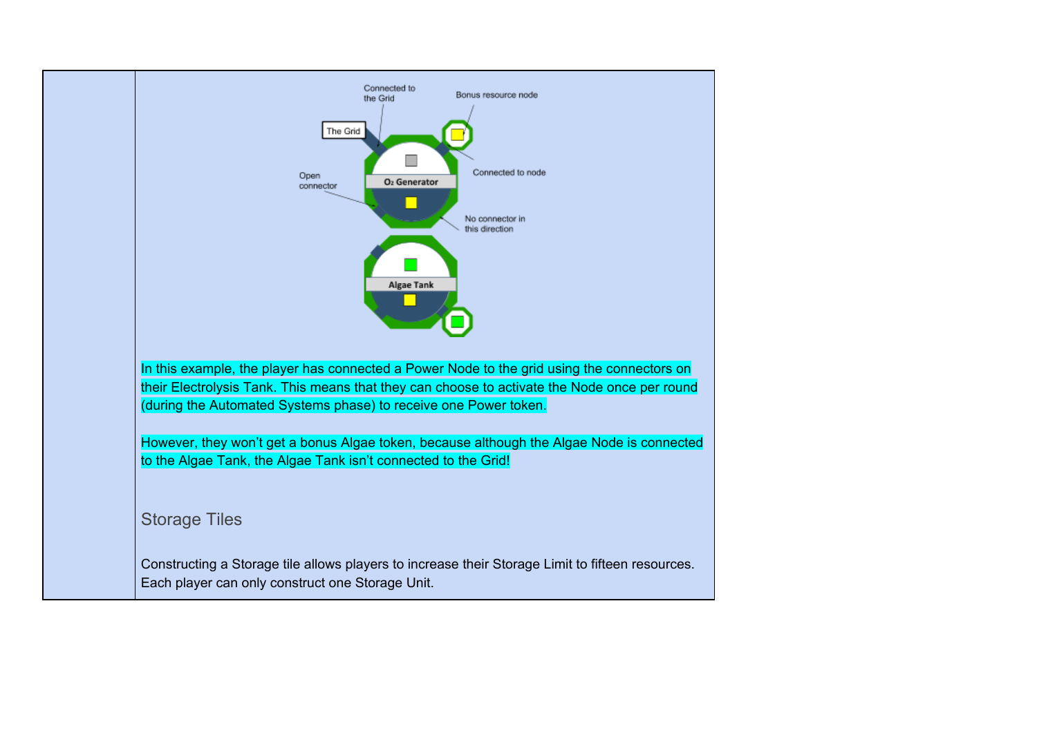| | |
|---|---|
| | In this example, the player has connected a Power Node to the grid using the connectors on their Electrolysis Tank. This means that they can choose to activate the Node once per round (during the Automated Systems phase) to receive one Power token.<br><br>However, they won't get a bonus Algae token, because although the Algae Node is connected to the Algae Tank, the Algae Tank isn't connected to the Grid!<br><br>### Storage Tiles<br><br>Constructing a Storage tile allows players to increase their Storage Limit to fifteen resources. Each player can only construct one Storage Unit. |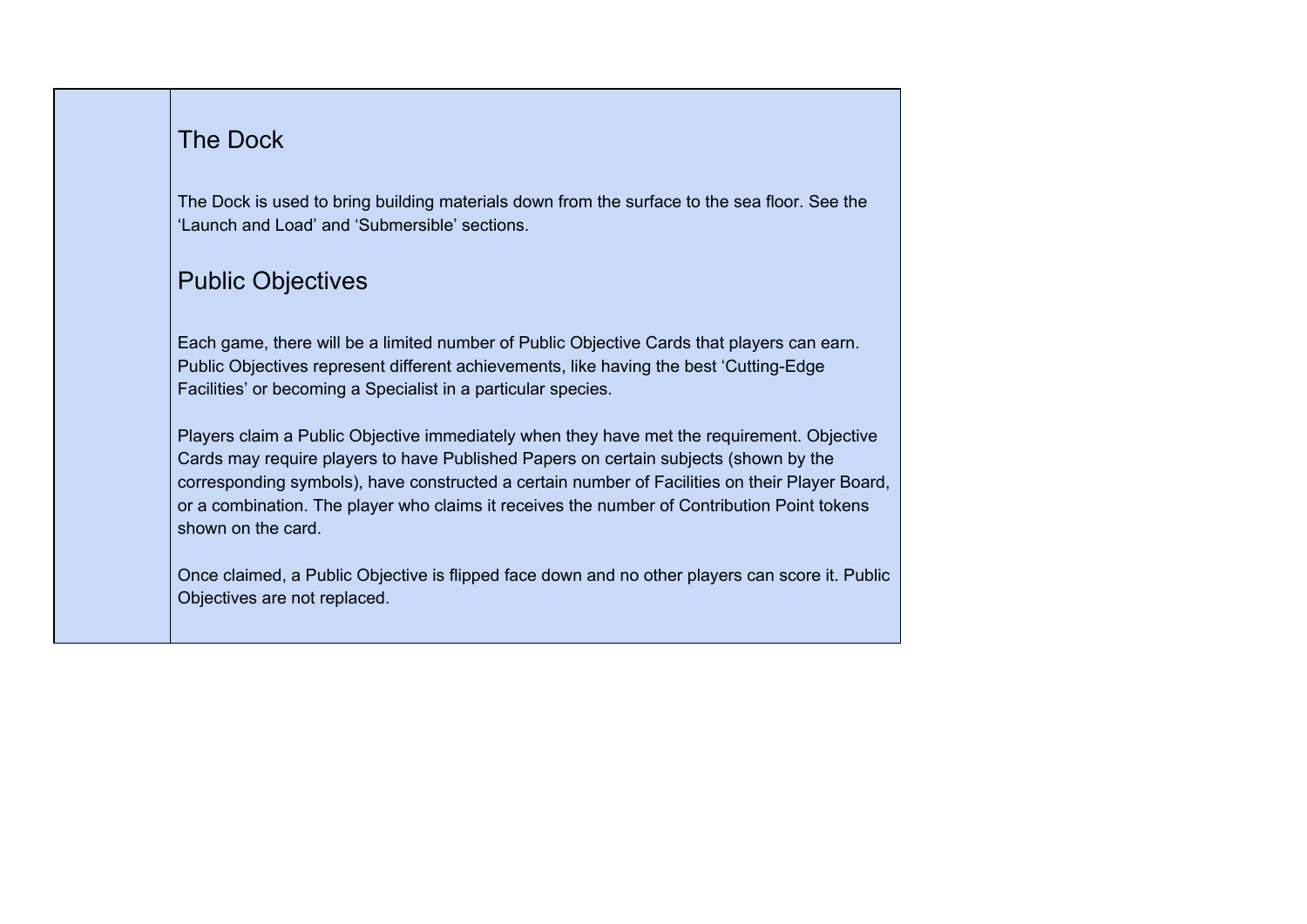## The Dock

The Dock is used to bring building materials down from the surface to the sea floor. See the 'Launch and Load' and 'Submersible' sections.

## Public Objectives

Each game, there will be a limited number of Public Objective Cards that players can earn. Public Objectives represent different achievements, like having the best 'Cutting-Edge Facilities' or becoming a Specialist in a particular species.

Players claim a Public Objective immediately when they have met the requirement. Objective Cards may require players to have Published Papers on certain subjects (shown by the corresponding symbols), have constructed a certain number of Facilities on their Player Board, or a combination. The player who claims it receives the number of Contribution Point tokens shown on the card.

Once claimed, a Public Objective is flipped face down and no other players can score it. Public Objectives are not replaced.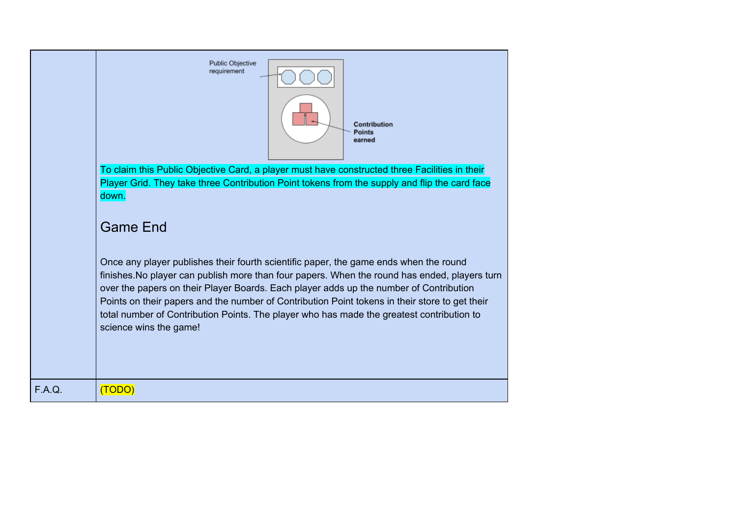| | |
|---|---|
| | Public Objective requirement<br>Contribution Points earned<br><br>To claim this Public Objective Card, a player must have constructed three Facilities in their Player Grid. They take three Contribution Point tokens from the supply and flip the card face down.<br><br>## Game End<br><br>Once any player publishes their fourth scientific paper, the game ends when the round finishes.No player can publish more than four papers. When the round has ended, players turn over the papers on their Player Boards. Each player adds up the number of Contribution Points on their papers and the number of Contribution Point tokens in their store to get their total number of Contribution Points. The player who has made the greatest contribution to science wins the game! |
| F.A.Q. | (TODO) |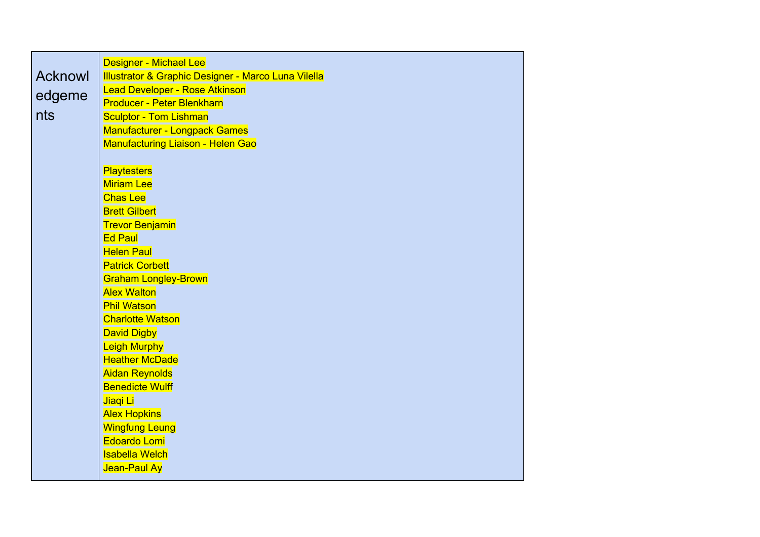| Acknowledgements | Designer - Michael Lee<br>Illustrator & Graphic Designer - Marco Luna Vilella<br>Lead Developer - Rose Atkinson<br>Producer - Peter Blenkharn<br>Sculptor - Tom Lishman<br>Manufacturer - Longpack Games<br>Manufacturing Liaison - Helen Gao<br><br>Playtesters<br>Miriam Lee<br>Chas Lee<br>Brett Gilbert<br>Trevor Benjamin<br>Ed Paul<br>Helen Paul<br>Patrick Corbett<br>Graham Longley-Brown<br>Alex Walton<br>Phil Watson<br>Charlotte Watson<br>David Digby<br>Leigh Murphy<br>Heather McDade<br>Aidan Reynolds<br>Benedicte Wulff<br>Jiaqi Li<br>Alex Hopkins<br>Wingfung Leung<br>Edoardo Lomi<br>Isabella Welch<br>Jean-Paul Ay |
|---|---|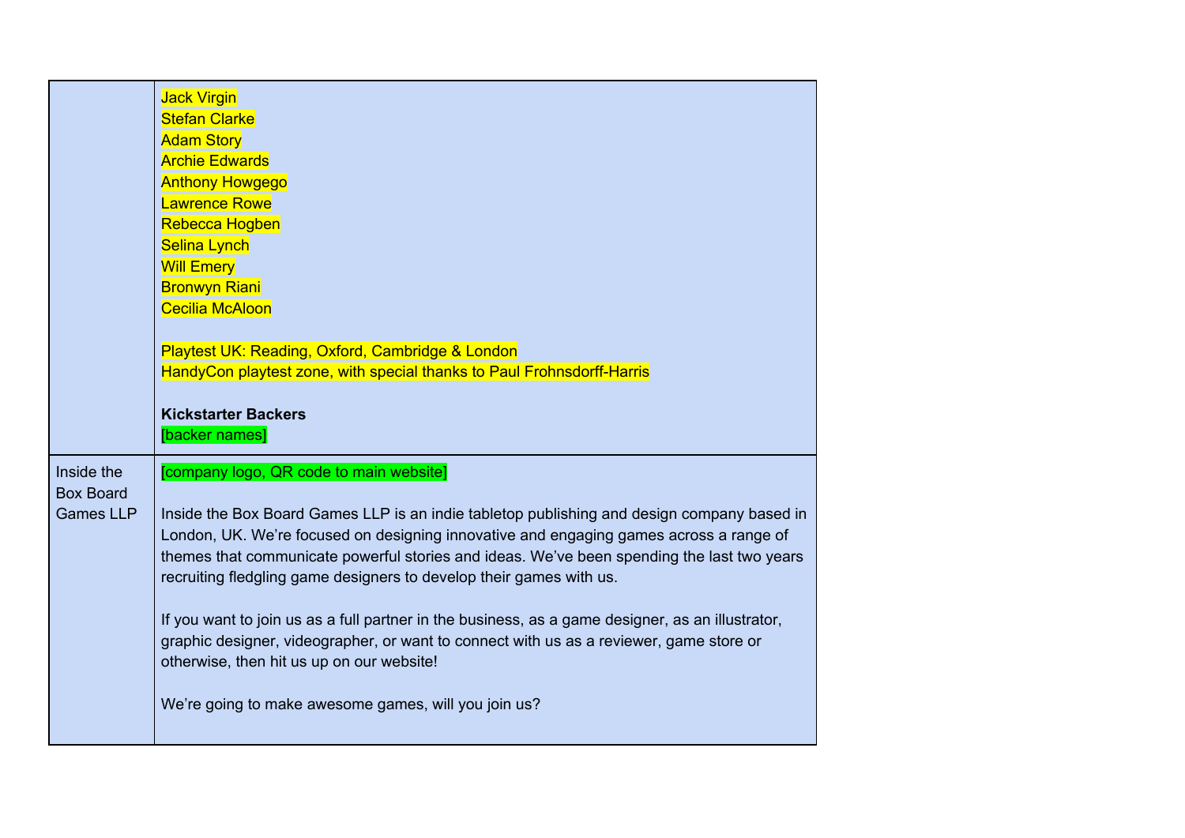| | |
|---|---|
| | Jack Virgin<br>Stefan Clarke<br>Adam Story<br>Archie Edwards<br>Anthony Howgego<br>Lawrence Rowe<br>Rebecca Hogben<br>Selina Lynch<br>Will Emery<br>Bronwyn Riani<br>Cecilia McAloon<br><br>Playtest UK: Reading, Oxford, Cambridge & London<br>HandyCon playtest zone, with special thanks to Paul Frohnsdorff-Harris<br><br>**Kickstarter Backers**<br>[backer names] |
| Inside the Box Board Games LLP | [company logo, QR code to main website]<br><br>Inside the Box Board Games LLP is an indie tabletop publishing and design company based in London, UK. We're focused on designing innovative and engaging games across a range of themes that communicate powerful stories and ideas. We've been spending the last two years recruiting fledgling game designers to develop their games with us.<br><br>If you want to join us as a full partner in the business, as a game designer, as an illustrator, graphic designer, videographer, or want to connect with us as a reviewer, game store or otherwise, then hit us up on our website!<br><br>We're going to make awesome games, will you join us? |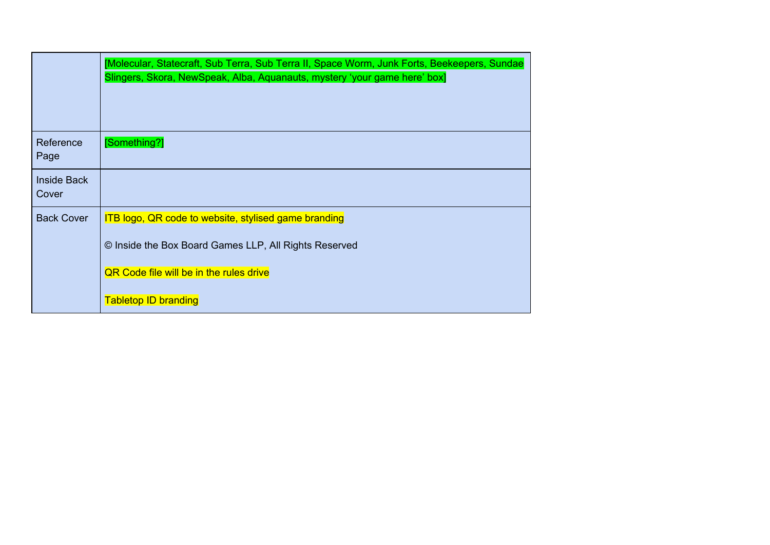| | |
|---|---|
| | [Molecular, Statecraft, Sub Terra, Sub Terra II, Space Worm, Junk Forts, Beekeepers, Sundae Slingers, Skora, NewSpeak, Alba, Aquanauts, mystery 'your game here' box] |
| Reference Page | [Something?] |
| Inside Back Cover | |
| Back Cover | ITB logo, QR code to website, stylised game branding<br><br>© Inside the Box Board Games LLP, All Rights Reserved<br><br>QR Code file will be in the rules drive<br><br>Tabletop ID branding |